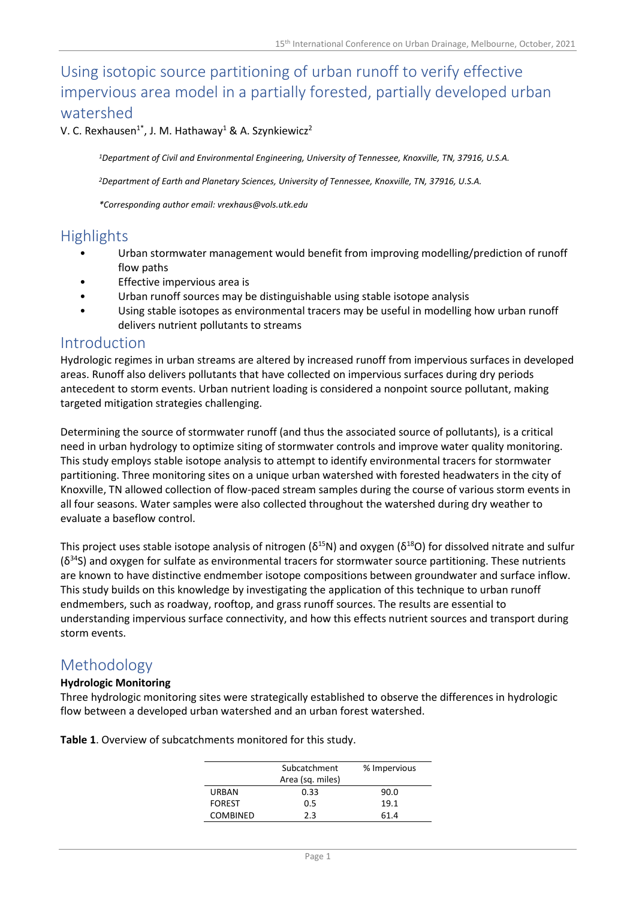# Using isotopic source partitioning of urban runoff to verify effective impervious area model in a partially forested, partially developed urban watershed

V. C. Rexhausen[1*], J. M. Hathaway[1] & A. Szynkiewicz[2]

*[1]Department of Civil and Environmental Engineering, University of Tennessee, Knoxville, TN, 37916, U.S.A.*

*[2]Department of Earth and Planetary Sciences, University of Tennessee, Knoxville, TN, 37916, U.S.A.*

*\*Corresponding author email: vrexhaus@vols.utk.edu*

## Highlights

- Urban stormwater management would benefit from improving modelling/prediction of runoff flow paths
- Effective impervious area is
- Urban runoff sources may be distinguishable using stable isotope analysis
- Using stable isotopes as environmental tracers may be useful in modelling how urban runoff delivers nutrient pollutants to streams

## Introduction

Hydrologic regimes in urban streams are altered by increased runoff from impervious surfaces in developed areas. Runoff also delivers pollutants that have collected on impervious surfaces during dry periods antecedent to storm events. Urban nutrient loading is considered a nonpoint source pollutant, making targeted mitigation strategies challenging.

Determining the source of stormwater runoff (and thus the associated source of pollutants), is a critical need in urban hydrology to optimize siting of stormwater controls and improve water quality monitoring. This study employs stable isotope analysis to attempt to identify environmental tracers for stormwater partitioning. Three monitoring sites on a unique urban watershed with forested headwaters in the city of Knoxville, TN allowed collection of flow-paced stream samples during the course of various storm events in all four seasons. Water samples were also collected throughout the watershed during dry weather to evaluate a baseflow control.

This project uses stable isotope analysis of nitrogen ($\delta^{15}N$) and oxygen ($\delta^{18}O$) for dissolved nitrate and sulfur ($\delta^{34}S$) and oxygen for sulfate as environmental tracers for stormwater source partitioning. These nutrients are known to have distinctive endmember isotope compositions between groundwater and surface inflow. This study builds on this knowledge by investigating the application of this technique to urban runoff endmembers, such as roadway, rooftop, and grass runoff sources. The results are essential to understanding impervious surface connectivity, and how this effects nutrient sources and transport during storm events.

## Methodology

**Hydrologic Monitoring**

Three hydrologic monitoring sites were strategically established to observe the differences in hydrologic flow between a developed urban watershed and an urban forest watershed.

**Table 1**. Overview of subcatchments monitored for this study.

| | Subcatchment Area (sq. miles) | % Impervious |
|---|---|---|
| URBAN | 0.33 | 90.0 |
| FOREST | 0.5 | 19.1 |
| COMBINED | 2.3 | 61.4 |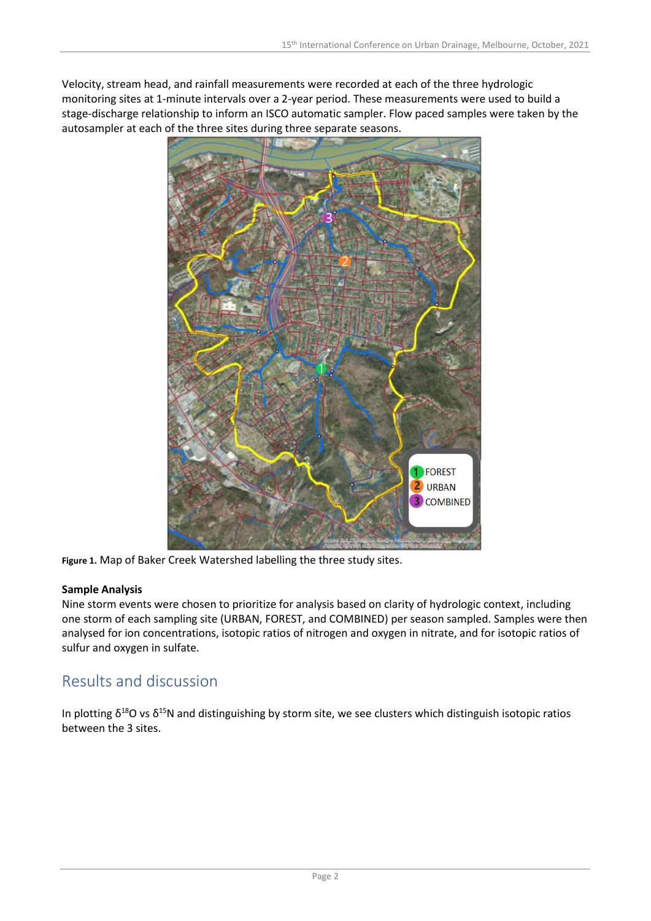Velocity, stream head, and rainfall measurements were recorded at each of the three hydrologic monitoring sites at 1-minute intervals over a 2-year period. These measurements were used to build a stage-discharge relationship to inform an ISCO automatic sampler. Flow paced samples were taken by the autosampler at each of the three sites during three separate seasons.

**Figure 1.** Map of Baker Creek Watershed labelling the three study sites.

**Sample Analysis**

Nine storm events were chosen to prioritize for analysis based on clarity of hydrologic context, including one storm of each sampling site (URBAN, FOREST, and COMBINED) per season sampled. Samples were then analysed for ion concentrations, isotopic ratios of nitrogen and oxygen in nitrate, and for isotopic ratios of sulfur and oxygen in sulfate.

## Results and discussion

In plotting $\delta^{18}O$ vs $\delta^{15}N$ and distinguishing by storm site, we see clusters which distinguish isotopic ratios between the 3 sites.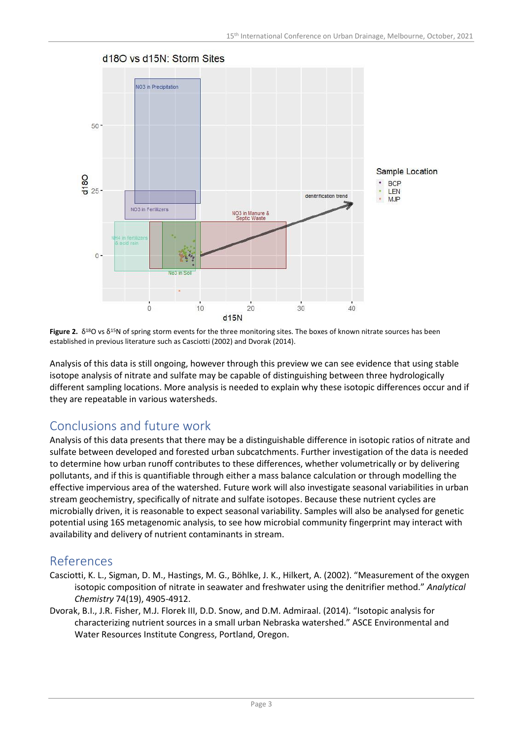d18O vs d15N: Storm Sites

NO3 in Precipitation

NO3 in Fertilizers

NH4 in fertilizers & acid rain

NO3 in Manure & Septic Waste

No3 in Soil

denitrification trend

d18O

50

25

0

d15N

0

10

20

30

40

Sample Location

BCP

LEN

MJP

**Figure 2.** $\delta^{18}O$ vs $\delta^{15}N$ of spring storm events for the three monitoring sites. The boxes of known nitrate sources has been established in previous literature such as Casciotti (2002) and Dvorak (2014).

Analysis of this data is still ongoing, however through this preview we can see evidence that using stable isotope analysis of nitrate and sulfate may be capable of distinguishing between three hydrologically different sampling locations. More analysis is needed to explain why these isotopic differences occur and if they are repeatable in various watersheds.

## Conclusions and future work

Analysis of this data presents that there may be a distinguishable difference in isotopic ratios of nitrate and sulfate between developed and forested urban subcatchments. Further investigation of the data is needed to determine how urban runoff contributes to these differences, whether volumetrically or by delivering pollutants, and if this is quantifiable through either a mass balance calculation or through modelling the effective impervious area of the watershed. Future work will also investigate seasonal variabilities in urban stream geochemistry, specifically of nitrate and sulfate isotopes. Because these nutrient cycles are microbially driven, it is reasonable to expect seasonal variability. Samples will also be analysed for genetic potential using 16S metagenomic analysis, to see how microbial community fingerprint may interact with availability and delivery of nutrient contaminants in stream.

## References

Casciotti, K. L., Sigman, D. M., Hastings, M. G., Böhlke, J. K., Hilkert, A. (2002). "Measurement of the oxygen isotopic composition of nitrate in seawater and freshwater using the denitrifier method." *Analytical Chemistry* 74(19), 4905-4912.

Dvorak, B.I., J.R. Fisher, M.J. Florek III, D.D. Snow, and D.M. Admiraal. (2014). "Isotopic analysis for characterizing nutrient sources in a small urban Nebraska watershed." ASCE Environmental and Water Resources Institute Congress, Portland, Oregon.